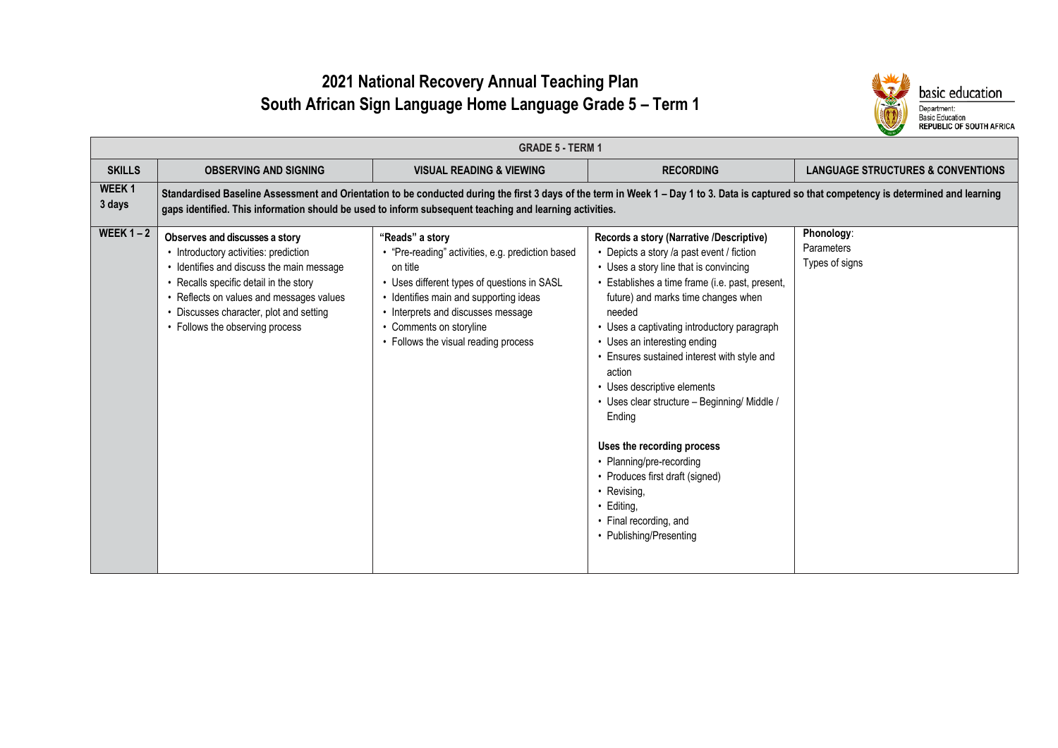# 2021 National Recovery Annual Teaching Plan
# South African Sign Language Home Language Grade 5 – Term 1

basic education

Department:
Basic Education
REPUBLIC OF SOUTH AFRICA

| GRADE 5 - TERM 1 | | | | |
|---|---|---|---|---|
| **SKILLS** | **OBSERVING AND SIGNING** | **VISUAL READING & VIEWING** | **RECORDING** | **LANGUAGE STRUCTURES & CONVENTIONS** |
| **WEEK 1 3 days** | **Standardised Baseline Assessment and Orientation to be conducted during the first 3 days of the term in Week 1 – Day 1 to 3. Data is captured so that competency is determined and learning gaps identified. This information should be used to inform subsequent teaching and learning activities.** | | | |
| **WEEK 1 – 2** | **Observes and discusses a story**<br>• Introductory activities: prediction<br>• Identifies and discuss the main message<br>• Recalls specific detail in the story<br>• Reflects on values and messages values<br>• Discusses character, plot and setting<br>• Follows the observing process | **"Reads" a story**<br>• "Pre-reading" activities, e.g. prediction based on title<br>• Uses different types of questions in SASL<br>• Identifies main and supporting ideas<br>• Interprets and discusses message<br>• Comments on storyline<br>• Follows the visual reading process | **Records a story (Narrative /Descriptive)**<br>• Depicts a story /a past event / fiction<br>• Uses a story line that is convincing<br>• Establishes a time frame (i.e. past, present, future) and marks time changes when needed<br>• Uses a captivating introductory paragraph<br>• Uses an interesting ending<br>• Ensures sustained interest with style and action<br>• Uses descriptive elements<br>• Uses clear structure – Beginning/ Middle / Ending<br><br>**Uses the recording process**<br>• Planning/pre-recording<br>• Produces first draft (signed)<br>• Revising,<br>• Editing,<br>• Final recording, and<br>• Publishing/Presenting | **Phonology**:<br>Parameters<br>Types of signs |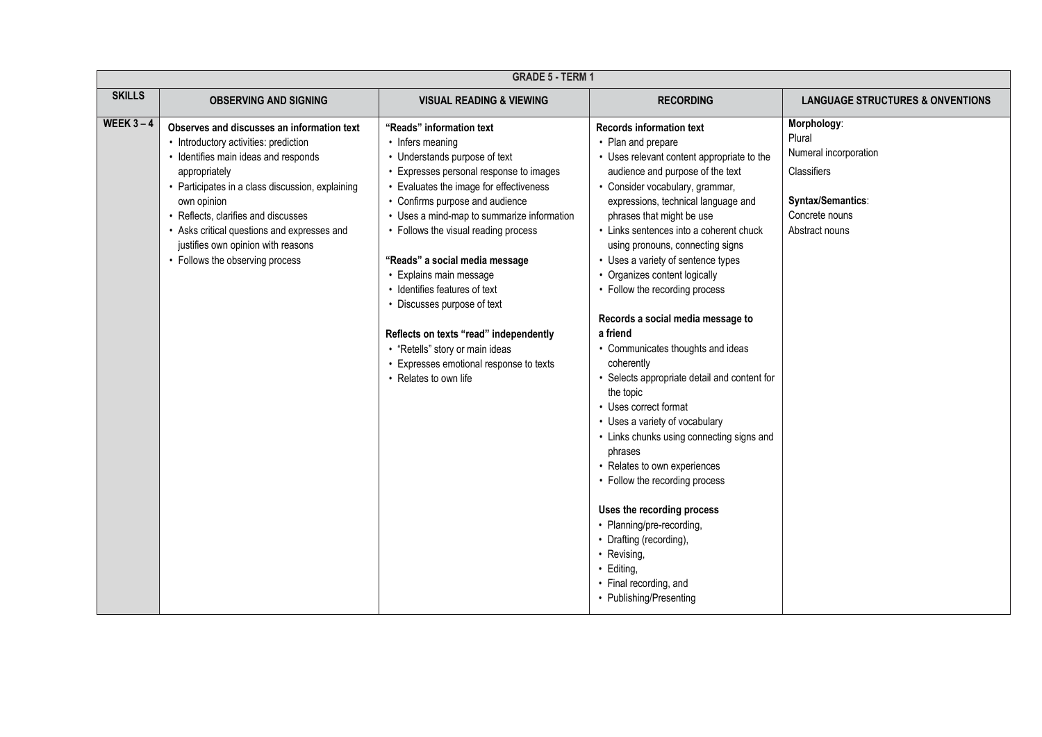| GRADE 5 - TERM 1 | | | | |
|---|---|---|---|---|
| **SKILLS** | **OBSERVING AND SIGNING** | **VISUAL READING & VIEWING** | **RECORDING** | **LANGUAGE STRUCTURES & ONVENTIONS** |
| **WEEK 3 – 4** | **Observes and discusses an information text**<br>• Introductory activities: prediction<br>• Identifies main ideas and responds appropriately<br>• Participates in a class discussion, explaining own opinion<br>• Reflects, clarifies and discusses<br>• Asks critical questions and expresses and justifies own opinion with reasons<br>• Follows the observing process | **"Reads" information text**<br>• Infers meaning<br>• Understands purpose of text<br>• Expresses personal response to images<br>• Evaluates the image for effectiveness<br>• Confirms purpose and audience<br>• Uses a mind-map to summarize information<br>• Follows the visual reading process<br><br>**"Reads" a social media message**<br>• Explains main message<br>• Identifies features of text<br>• Discusses purpose of text<br><br>**Reflects on texts "read" independently**<br>• "Retells" story or main ideas<br>• Expresses emotional response to texts<br>• Relates to own life | **Records information text**<br>• Plan and prepare<br>• Uses relevant content appropriate to the audience and purpose of the text<br>• Consider vocabulary, grammar, expressions, technical language and phrases that might be use<br>• Links sentences into a coherent chuck using pronouns, connecting signs<br>• Uses a variety of sentence types<br>• Organizes content logically<br>• Follow the recording process<br><br>**Records a social media message to a friend**<br>• Communicates thoughts and ideas coherently<br>• Selects appropriate detail and content for the topic<br>• Uses correct format<br>• Uses a variety of vocabulary<br>• Links chunks using connecting signs and phrases<br>• Relates to own experiences<br>• Follow the recording process<br><br>**Uses the recording process**<br>• Planning/pre-recording,<br>• Drafting (recording),<br>• Revising,<br>• Editing,<br>• Final recording, and<br>• Publishing/Presenting | **Morphology**:<br>Plural<br>Numeral incorporation<br>Classifiers<br><br>**Syntax/Semantics**:<br>Concrete nouns<br>Abstract nouns |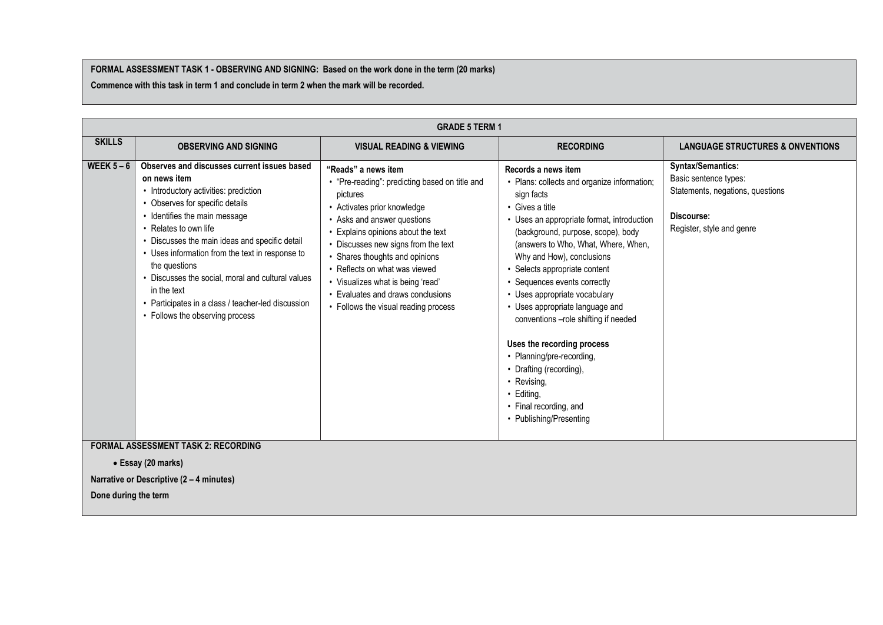**FORMAL ASSESSMENT TASK 1 - OBSERVING AND SIGNING: Based on the work done in the term (20 marks)**

**Commence with this task in term 1 and conclude in term 2 when the mark will be recorded.**

| GRADE 5 TERM 1 | | | | |
|---|---|---|---|---|
| **SKILLS** | **OBSERVING AND SIGNING** | **VISUAL READING & VIEWING** | **RECORDING** | **LANGUAGE STRUCTURES & ONVENTIONS** |
| **WEEK 5 – 6** | **Observes and discusses current issues based on news item**<br>• Introductory activities: prediction<br>• Observes for specific details<br>• Identifies the main message<br>• Relates to own life<br>• Discusses the main ideas and specific detail<br>• Uses information from the text in response to the questions<br>• Discusses the social, moral and cultural values in the text<br>• Participates in a class / teacher-led discussion<br>• Follows the observing process | **"Reads" a news item**<br>• "Pre-reading": predicting based on title and pictures<br>• Activates prior knowledge<br>• Asks and answer questions<br>• Explains opinions about the text<br>• Discusses new signs from the text<br>• Shares thoughts and opinions<br>• Reflects on what was viewed<br>• Visualizes what is being 'read'<br>• Evaluates and draws conclusions<br>• Follows the visual reading process | **Records a news item**<br>• Plans: collects and organize information; sign facts<br>• Gives a title<br>• Uses an appropriate format, introduction (background, purpose, scope), body (answers to Who, What, Where, When, Why and How), conclusions<br>• Selects appropriate content<br>• Sequences events correctly<br>• Uses appropriate vocabulary<br>• Uses appropriate language and conventions –role shifting if needed<br><br>**Uses the recording process**<br>• Planning/pre-recording,<br>• Drafting (recording),<br>• Revising,<br>• Editing,<br>• Final recording, and<br>• Publishing/Presenting | **Syntax/Semantics:**<br>Basic sentence types:<br>Statements, negations, questions<br><br>**Discourse:**<br>Register, style and genre |

**FORMAL ASSESSMENT TASK 2: RECORDING**

- **Essay (20 marks)**

**Narrative or Descriptive (2 – 4 minutes)**

**Done during the term**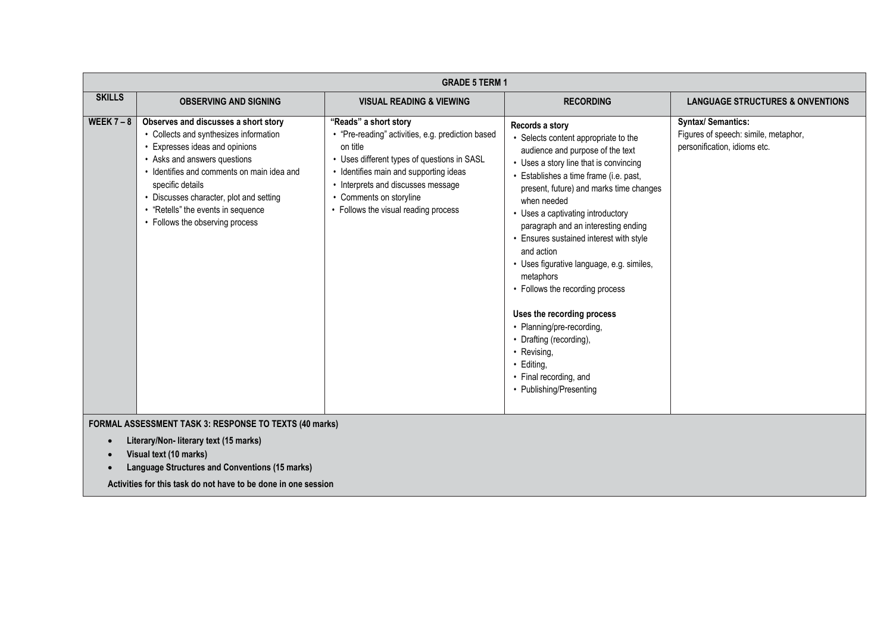| GRADE 5 TERM 1 | | | | |
|---|---|---|---|---|
| **SKILLS** | **OBSERVING AND SIGNING** | **VISUAL READING & VIEWING** | **RECORDING** | **LANGUAGE STRUCTURES & ONVENTIONS** |
| **WEEK 7 – 8** | **Observes and discusses a short story**<br>• Collects and synthesizes information<br>• Expresses ideas and opinions<br>• Asks and answers questions<br>• Identifies and comments on main idea and specific details<br>• Discusses character, plot and setting<br>• "Retells" the events in sequence<br>• Follows the observing process | **"Reads" a short story**<br>• "Pre-reading" activities, e.g. prediction based on title<br>• Uses different types of questions in SASL<br>• Identifies main and supporting ideas<br>• Interprets and discusses message<br>• Comments on storyline<br>• Follows the visual reading process | **Records a story**<br>• Selects content appropriate to the audience and purpose of the text<br>• Uses a story line that is convincing<br>• Establishes a time frame (i.e. past, present, future) and marks time changes when needed<br>• Uses a captivating introductory paragraph and an interesting ending<br>• Ensures sustained interest with style and action<br>• Uses figurative language, e.g. similes, metaphors<br>• Follows the recording process<br><br>**Uses the recording process**<br>• Planning/pre-recording,<br>• Drafting (recording),<br>• Revising,<br>• Editing,<br>• Final recording, and<br>• Publishing/Presenting | **Syntax/ Semantics:**<br>Figures of speech: simile, metaphor, personification, idioms etc. |

**FORMAL ASSESSMENT TASK 3: RESPONSE TO TEXTS (40 marks)**

- **Literary/Non- literary text (15 marks)**
- **Visual text (10 marks)**
- **Language Structures and Conventions (15 marks)**

**Activities for this task do not have to be done in one session**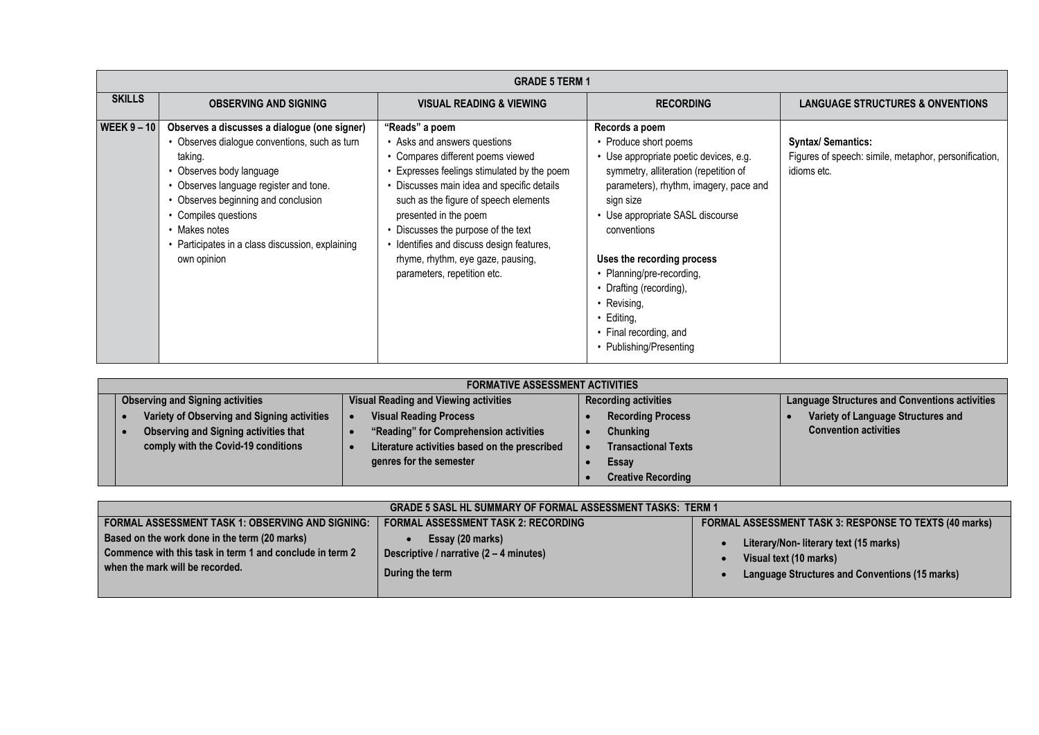| GRADE 5 TERM 1 | | | | |
|---|---|---|---|---|
| **SKILLS** | **OBSERVING AND SIGNING** | **VISUAL READING & VIEWING** | **RECORDING** | **LANGUAGE STRUCTURES & ONVENTIONS** |
| **WEEK 9 – 10** | **Observes a discusses a dialogue (one signer)**<br>• Observes dialogue conventions, such as turn taking.<br>• Observes body language<br>• Observes language register and tone.<br>• Observes beginning and conclusion<br>• Compiles questions<br>• Makes notes<br>• Participates in a class discussion, explaining own opinion | **"Reads" a poem**<br>• Asks and answers questions<br>• Compares different poems viewed<br>• Expresses feelings stimulated by the poem<br>• Discusses main idea and specific details such as the figure of speech elements presented in the poem<br>• Discusses the purpose of the text<br>• Identifies and discuss design features, rhyme, rhythm, eye gaze, pausing, parameters, repetition etc. | **Records a poem**<br>• Produce short poems<br>• Use appropriate poetic devices, e.g. symmetry, alliteration (repetition of parameters), rhythm, imagery, pace and sign size<br>• Use appropriate SASL discourse conventions<br><br>**Uses the recording process**<br>• Planning/pre-recording,<br>• Drafting (recording),<br>• Revising,<br>• Editing,<br>• Final recording, and<br>• Publishing/Presenting | **Syntax/ Semantics:**<br>Figures of speech: simile, metaphor, personification, idioms etc. |

| FORMATIVE ASSESSMENT ACTIVITIES | | | |
|---|---|---|---|
| **Observing and Signing activities** | **Visual Reading and Viewing activities** | **Recording activities** | **Language Structures and Conventions activities** |
| • **Variety of Observing and Signing activities**<br>• **Observing and Signing activities that comply with the Covid-19 conditions** | • **Visual Reading Process**<br>• **"Reading" for Comprehension activities**<br>• **Literature activities based on the prescribed genres for the semester** | • **Recording Process**<br>• **Chunking**<br>• **Transactional Texts**<br>• **Essay**<br>• **Creative Recording** | • **Variety of Language Structures and Convention activities** |

| GRADE 5 SASL HL SUMMARY OF FORMAL ASSESSMENT TASKS: TERM 1 | | |
|---|---|---|
| **FORMAL ASSESSMENT TASK 1: OBSERVING AND SIGNING:** | **FORMAL ASSESSMENT TASK 2: RECORDING** | **FORMAL ASSESSMENT TASK 3: RESPONSE TO TEXTS (40 marks)** |
| **Based on the work done in the term (20 marks)**<br>**Commence with this task in term 1 and conclude in term 2 when the mark will be recorded.** | • **Essay (20 marks)**<br>**Descriptive / narrative (2 – 4 minutes)**<br><br>**During the term** | • **Literary/Non- literary text (15 marks)**<br>• **Visual text (10 marks)**<br>• **Language Structures and Conventions (15 marks)** |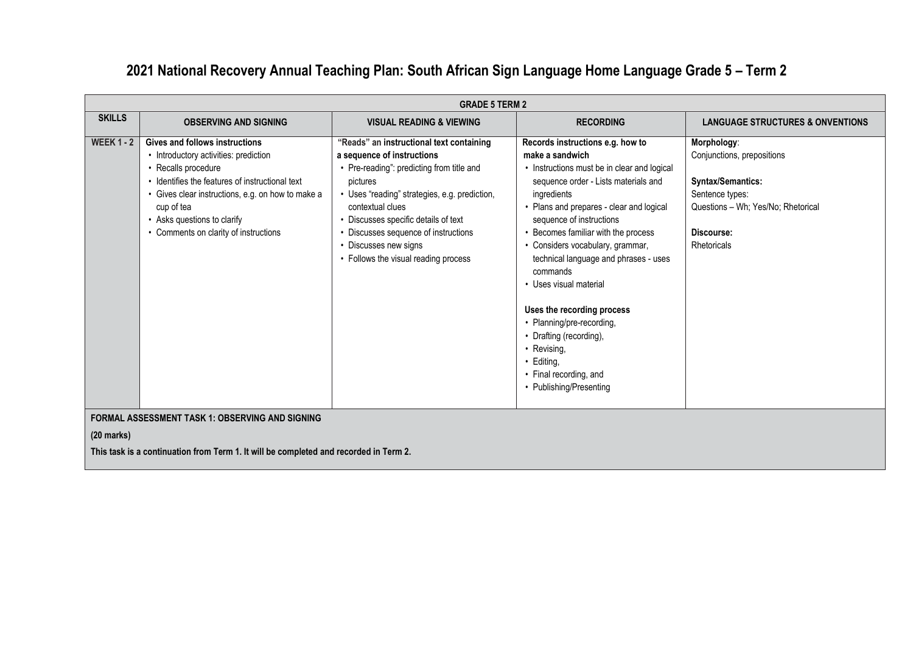# 2021 National Recovery Annual Teaching Plan: South African Sign Language Home Language Grade 5 – Term 2

| GRADE 5 TERM 2 | | | | |
|---|---|---|---|---|
| **SKILLS** | **OBSERVING AND SIGNING** | **VISUAL READING & VIEWING** | **RECORDING** | **LANGUAGE STRUCTURES & ONVENTIONS** |
| **WEEK 1 - 2** | **Gives and follows instructions**<br>• Introductory activities: prediction<br>• Recalls procedure<br>• Identifies the features of instructional text<br>• Gives clear instructions, e.g. on how to make a cup of tea<br>• Asks questions to clarify<br>• Comments on clarity of instructions | **"Reads" an instructional text containing a sequence of instructions**<br>• Pre-reading": predicting from title and pictures<br>• Uses "reading" strategies, e.g. prediction, contextual clues<br>• Discusses specific details of text<br>• Discusses sequence of instructions<br>• Discusses new signs<br>• Follows the visual reading process | **Records instructions e.g. how to make a sandwich**<br>• Instructions must be in clear and logical sequence order - Lists materials and ingredients<br>• Plans and prepares - clear and logical sequence of instructions<br>• Becomes familiar with the process<br>• Considers vocabulary, grammar, technical language and phrases - uses commands<br>• Uses visual material<br><br>**Uses the recording process**<br>• Planning/pre-recording,<br>• Drafting (recording),<br>• Revising,<br>• Editing,<br>• Final recording, and<br>• Publishing/Presenting | **Morphology**:<br>Conjunctions, prepositions<br><br>**Syntax/Semantics:**<br>Sentence types:<br>Questions – Wh; Yes/No; Rhetorical<br><br>**Discourse:**<br>Rhetoricals |
| **FORMAL ASSESSMENT TASK 1: OBSERVING AND SIGNING**<br><br>**(20 marks)**<br><br>**This task is a continuation from Term 1. It will be completed and recorded in Term 2.** | | | | |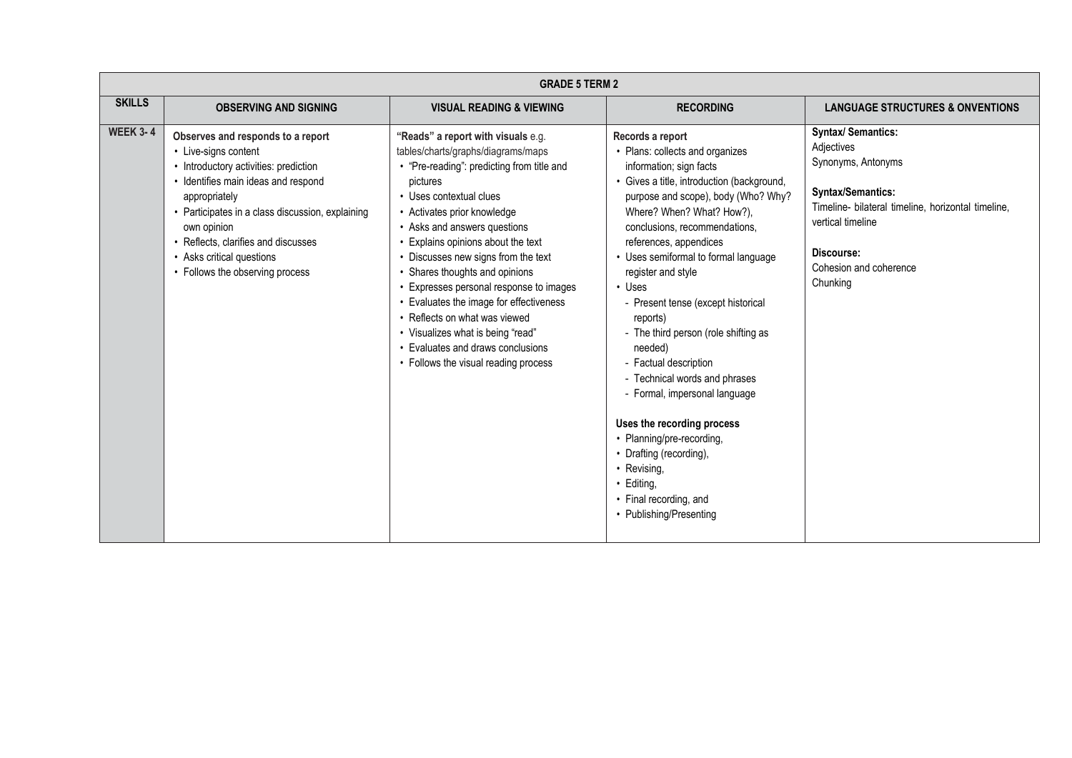| GRADE 5 TERM 2 | | | | |
|---|---|---|---|---|
| **SKILLS** | **OBSERVING AND SIGNING** | **VISUAL READING & VIEWING** | **RECORDING** | **LANGUAGE STRUCTURES & ONVENTIONS** |
| **WEEK 3- 4** | **Observes and responds to a report**<br>• Live-signs content<br>• Introductory activities: prediction<br>• Identifies main ideas and respond appropriately<br>• Participates in a class discussion, explaining own opinion<br>• Reflects, clarifies and discusses<br>• Asks critical questions<br>• Follows the observing process | **"Reads" a report with visuals** e.g. tables/charts/graphs/diagrams/maps<br>• "Pre-reading": predicting from title and pictures<br>• Uses contextual clues<br>• Activates prior knowledge<br>• Asks and answers questions<br>• Explains opinions about the text<br>• Discusses new signs from the text<br>• Shares thoughts and opinions<br>• Expresses personal response to images<br>• Evaluates the image for effectiveness<br>• Reflects on what was viewed<br>• Visualizes what is being "read"<br>• Evaluates and draws conclusions<br>• Follows the visual reading process | **Records a report**<br>• Plans: collects and organizes information; sign facts<br>• Gives a title, introduction (background, purpose and scope), body (Who? Why? Where? When? What? How?), conclusions, recommendations, references, appendices<br>• Uses semiformal to formal language register and style<br>• Uses<br>- Present tense (except historical reports)<br>- The third person (role shifting as needed)<br>- Factual description<br>- Technical words and phrases<br>- Formal, impersonal language<br><br>**Uses the recording process**<br>• Planning/pre-recording,<br>• Drafting (recording),<br>• Revising,<br>• Editing,<br>• Final recording, and<br>• Publishing/Presenting | **Syntax/ Semantics:**<br>Adjectives<br>Synonyms, Antonyms<br><br>**Syntax/Semantics:**<br>Timeline- bilateral timeline, horizontal timeline, vertical timeline<br><br>**Discourse:**<br>Cohesion and coherence<br>Chunking |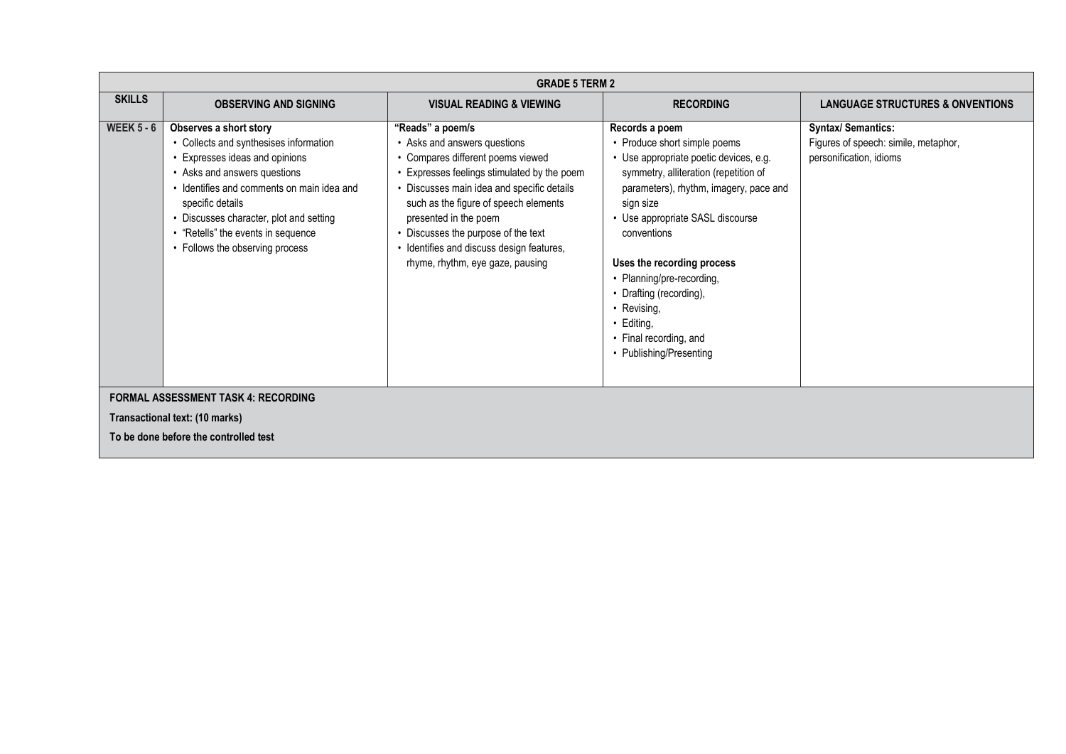| GRADE 5 TERM 2 | | | | |
|---|---|---|---|---|
| **SKILLS** | **OBSERVING AND SIGNING** | **VISUAL READING & VIEWING** | **RECORDING** | **LANGUAGE STRUCTURES & ONVENTIONS** |
| **WEEK 5 - 6** | **Observes a short story**<br>• Collects and synthesises information<br>• Expresses ideas and opinions<br>• Asks and answers questions<br>• Identifies and comments on main idea and specific details<br>• Discusses character, plot and setting<br>• "Retells" the events in sequence<br>• Follows the observing process | **"Reads" a poem/s**<br>• Asks and answers questions<br>• Compares different poems viewed<br>• Expresses feelings stimulated by the poem<br>• Discusses main idea and specific details such as the figure of speech elements presented in the poem<br>• Discusses the purpose of the text<br>• Identifies and discuss design features, rhyme, rhythm, eye gaze, pausing | **Records a poem**<br>• Produce short simple poems<br>• Use appropriate poetic devices, e.g. symmetry, alliteration (repetition of parameters), rhythm, imagery, pace and sign size<br>• Use appropriate SASL discourse conventions<br><br>**Uses the recording process**<br>• Planning/pre-recording,<br>• Drafting (recording),<br>• Revising,<br>• Editing,<br>• Final recording, and<br>• Publishing/Presenting | **Syntax/ Semantics:**<br>Figures of speech: simile, metaphor, personification, idioms |
| **FORMAL ASSESSMENT TASK 4: RECORDING**<br>**Transactional text: (10 marks)**<br>**To be done before the controlled test** | | | | |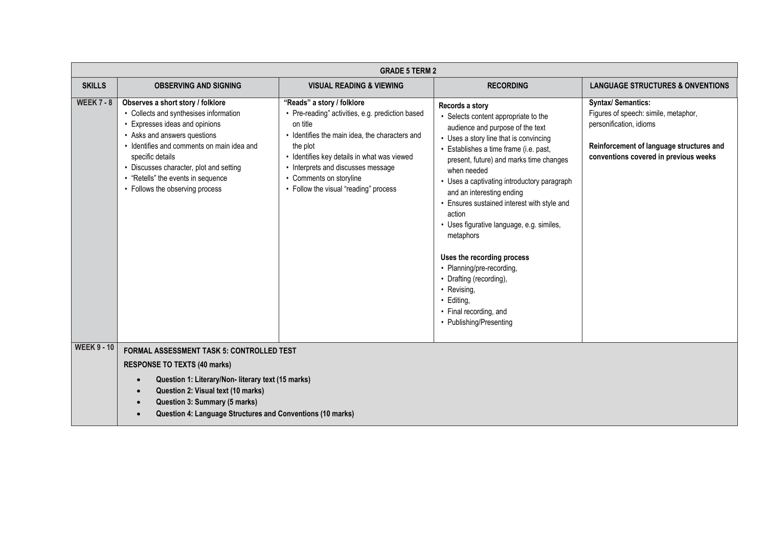| GRADE 5 TERM 2 | | | | |
|---|---|---|---|---|
| **SKILLS** | **OBSERVING AND SIGNING** | **VISUAL READING & VIEWING** | **RECORDING** | **LANGUAGE STRUCTURES & ONVENTIONS** |
| **WEEK 7 - 8** | **Observes a short story / folklore**<br>• Collects and synthesises information<br>• Expresses ideas and opinions<br>• Asks and answers questions<br>• Identifies and comments on main idea and specific details<br>• Discusses character, plot and setting<br>• "Retells" the events in sequence<br>• Follows the observing process | **"Reads" a story / folklore**<br>• Pre-reading" activities, e.g. prediction based on title<br>• Identifies the main idea, the characters and the plot<br>• Identifies key details in what was viewed<br>• Interprets and discusses message<br>• Comments on storyline<br>• Follow the visual "reading" process | **Records a story**<br>• Selects content appropriate to the audience and purpose of the text<br>• Uses a story line that is convincing<br>• Establishes a time frame (i.e. past, present, future) and marks time changes when needed<br>• Uses a captivating introductory paragraph and an interesting ending<br>• Ensures sustained interest with style and action<br>• Uses figurative language, e.g. similes, metaphors<br><br>**Uses the recording process**<br>• Planning/pre-recording,<br>• Drafting (recording),<br>• Revising,<br>• Editing,<br>• Final recording, and<br>• Publishing/Presenting | **Syntax/ Semantics:**<br>Figures of speech: simile, metaphor, personification, idioms<br><br>**Reinforcement of language structures and conventions covered in previous weeks** |
| **WEEK 9 - 10** | **FORMAL ASSESSMENT TASK 5: CONTROLLED TEST**<br>**RESPONSE TO TEXTS (40 marks)**<br>• **Question 1: Literary/Non- literary text (15 marks)**<br>• **Question 2: Visual text (10 marks)**<br>• **Question 3: Summary (5 marks)**<br>• **Question 4: Language Structures and Conventions (10 marks)** | | | |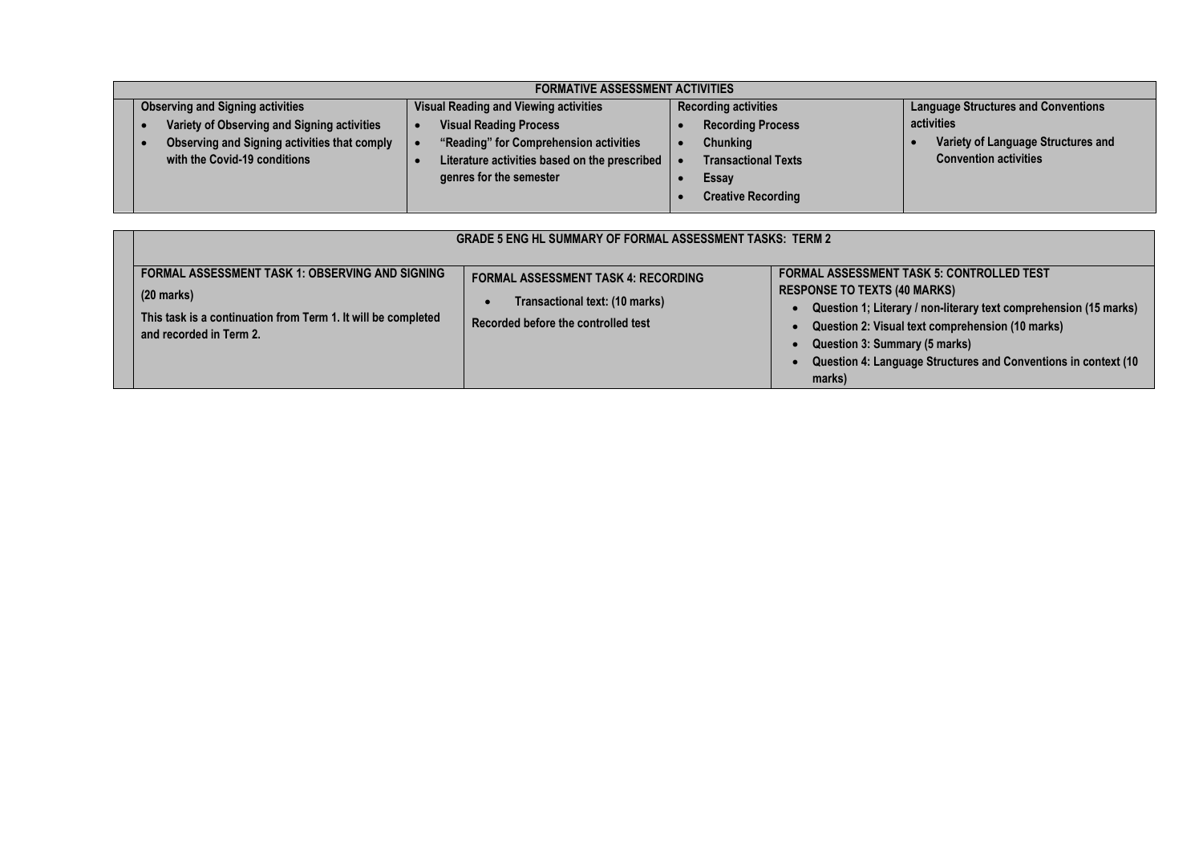| FORMATIVE ASSESSMENT ACTIVITIES | | | | |
|---|---|---|---|---|
| | **Observing and Signing activities**<br>• **Variety of Observing and Signing activities**<br>• **Observing and Signing activities that comply with the Covid-19 conditions** | **Visual Reading and Viewing activities**<br>• **Visual Reading Process**<br>• **"Reading" for Comprehension activities**<br>• **Literature activities based on the prescribed genres for the semester** | **Recording activities**<br>• **Recording Process**<br>• **Chunking**<br>• **Transactional Texts**<br>• **Essay**<br>• **Creative Recording** | **Language Structures and Conventions activities**<br>• **Variety of Language Structures and Convention activities** |

| GRADE 5 ENG HL SUMMARY OF FORMAL ASSESSMENT TASKS: TERM 2 | | | |
|---|---|---|---|
| | **FORMAL ASSESSMENT TASK 1: OBSERVING AND SIGNING**<br>**(20 marks)**<br>**This task is a continuation from Term 1. It will be completed and recorded in Term 2.** | **FORMAL ASSESSMENT TASK 4: RECORDING**<br>• **Transactional text: (10 marks)**<br>**Recorded before the controlled test** | **FORMAL ASSESSMENT TASK 5: CONTROLLED TEST**<br>**RESPONSE TO TEXTS (40 MARKS)**<br>• **Question 1; Literary / non-literary text comprehension (15 marks)**<br>• **Question 2: Visual text comprehension (10 marks)**<br>• **Question 3: Summary (5 marks)**<br>• **Question 4: Language Structures and Conventions in context (10 marks)** |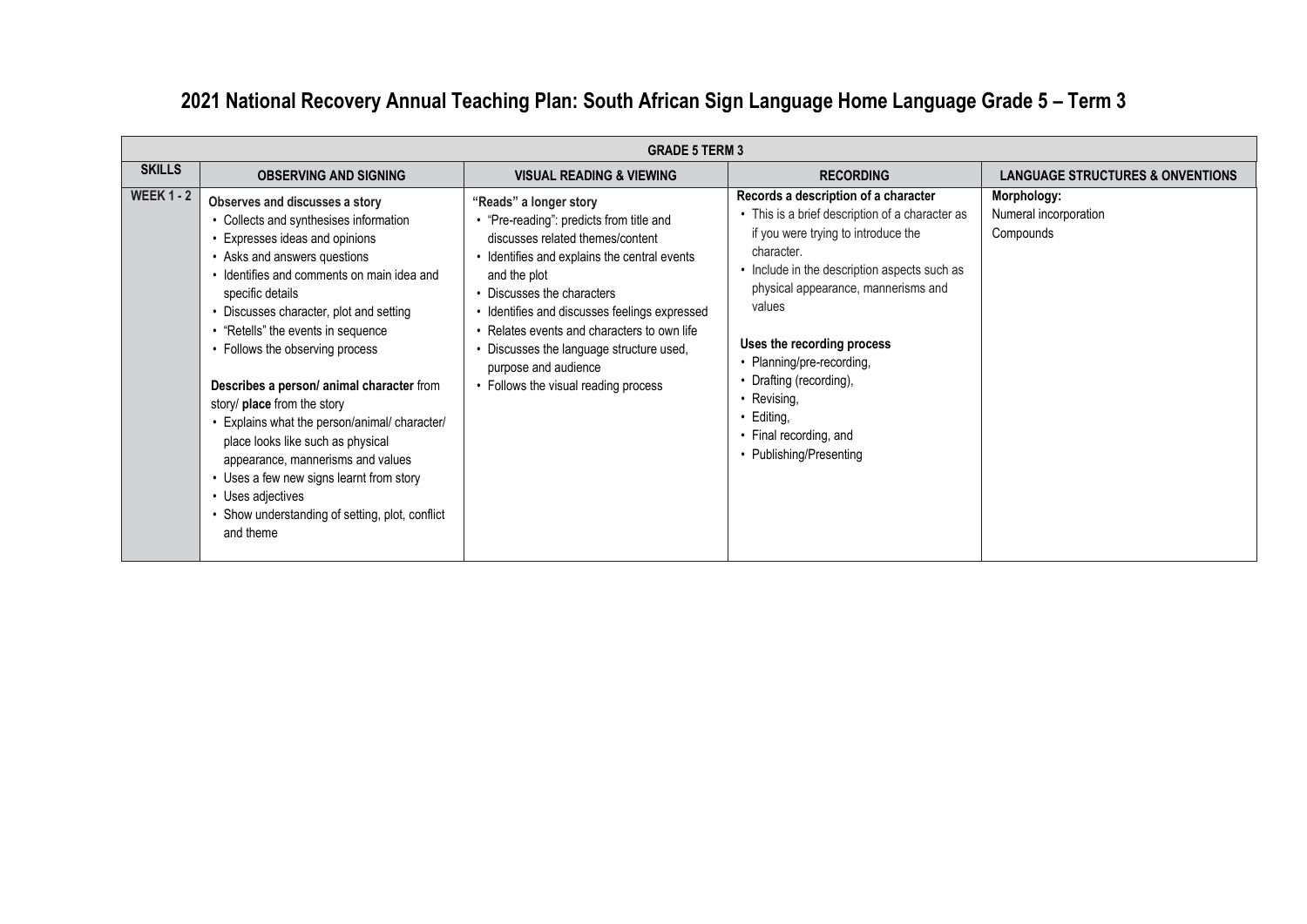# 2021 National Recovery Annual Teaching Plan: South African Sign Language Home Language Grade 5 – Term 3

| GRADE 5 TERM 3 | | | | |
|---|---|---|---|---|
| **SKILLS** | **OBSERVING AND SIGNING** | **VISUAL READING & VIEWING** | **RECORDING** | **LANGUAGE STRUCTURES & ONVENTIONS** |
| **WEEK 1 - 2** | **Observes and discusses a story**<br>• Collects and synthesises information<br>• Expresses ideas and opinions<br>• Asks and answers questions<br>• Identifies and comments on main idea and specific details<br>• Discusses character, plot and setting<br>• "Retells" the events in sequence<br>• Follows the observing process<br><br>**Describes a person/ animal character** from story/ **place** from the story<br>• Explains what the person/animal/ character/ place looks like such as physical appearance, mannerisms and values<br>• Uses a few new signs learnt from story<br>• Uses adjectives<br>• Show understanding of setting, plot, conflict and theme | **"Reads" a longer story**<br>• "Pre-reading": predicts from title and discusses related themes/content<br>• Identifies and explains the central events and the plot<br>• Discusses the characters<br>• Identifies and discusses feelings expressed<br>• Relates events and characters to own life<br>• Discusses the language structure used, purpose and audience<br>• Follows the visual reading process | **Records a description of a character**<br>• This is a brief description of a character as if you were trying to introduce the character.<br>• Include in the description aspects such as physical appearance, mannerisms and values<br><br>**Uses the recording process**<br>• Planning/pre-recording,<br>• Drafting (recording),<br>• Revising,<br>• Editing,<br>• Final recording, and<br>• Publishing/Presenting | **Morphology:**<br>Numeral incorporation<br>Compounds |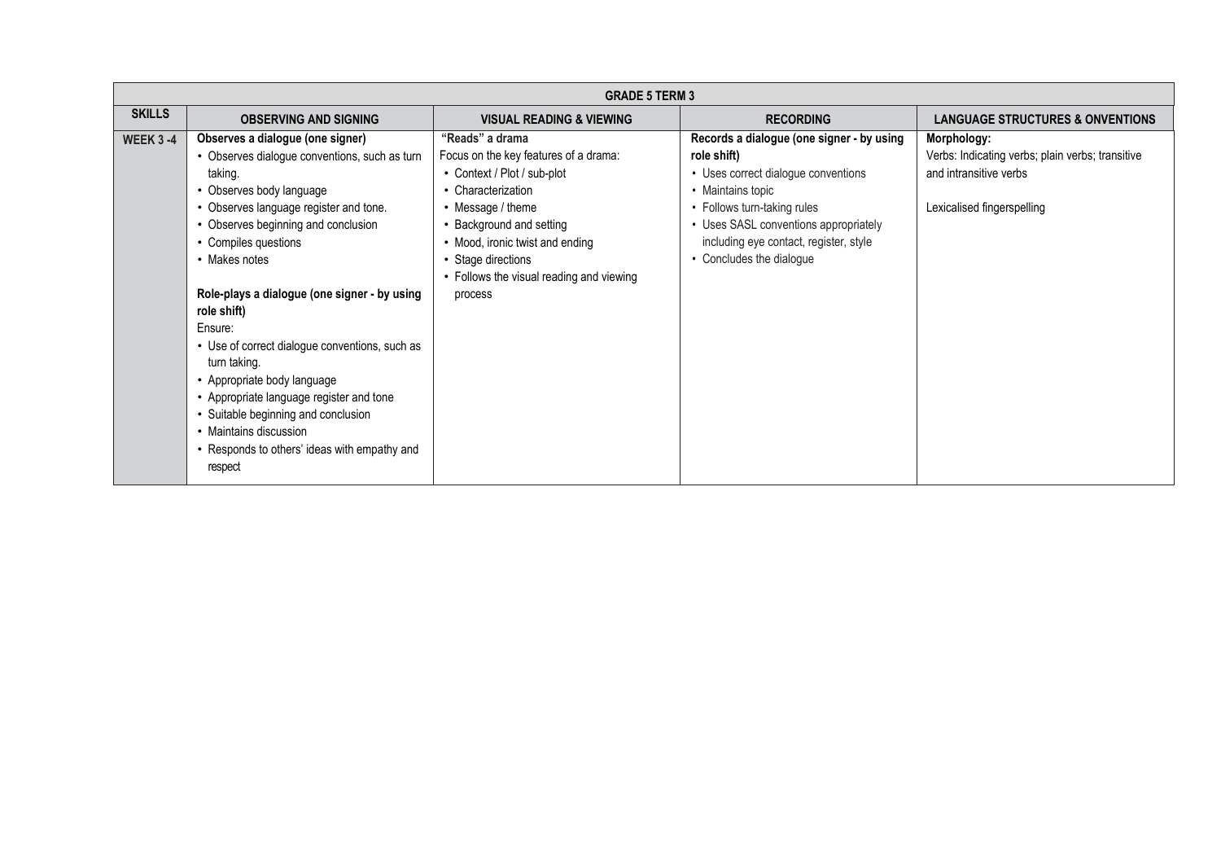| GRADE 5 TERM 3 | | | | |
|---|---|---|---|---|
| **SKILLS** | **OBSERVING AND SIGNING** | **VISUAL READING & VIEWING** | **RECORDING** | **LANGUAGE STRUCTURES & ONVENTIONS** |
| **WEEK 3 -4** | **Observes a dialogue (one signer)**<br>• Observes dialogue conventions, such as turn taking.<br>• Observes body language<br>• Observes language register and tone.<br>• Observes beginning and conclusion<br>• Compiles questions<br>• Makes notes<br><br>**Role-plays a dialogue (one signer - by using role shift)**<br>Ensure:<br>• Use of correct dialogue conventions, such as turn taking.<br>• Appropriate body language<br>• Appropriate language register and tone<br>• Suitable beginning and conclusion<br>• Maintains discussion<br>• Responds to others' ideas with empathy and respect | **"Reads" a drama**<br>Focus on the key features of a drama:<br>• Context / Plot / sub-plot<br>• Characterization<br>• Message / theme<br>• Background and setting<br>• Mood, ironic twist and ending<br>• Stage directions<br>• Follows the visual reading and viewing process | **Records a dialogue (one signer - by using role shift)**<br>• Uses correct dialogue conventions<br>• Maintains topic<br>• Follows turn-taking rules<br>• Uses SASL conventions appropriately including eye contact, register, style<br>• Concludes the dialogue | **Morphology:**<br>Verbs: Indicating verbs; plain verbs; transitive and intransitive verbs<br><br>Lexicalised fingerspelling |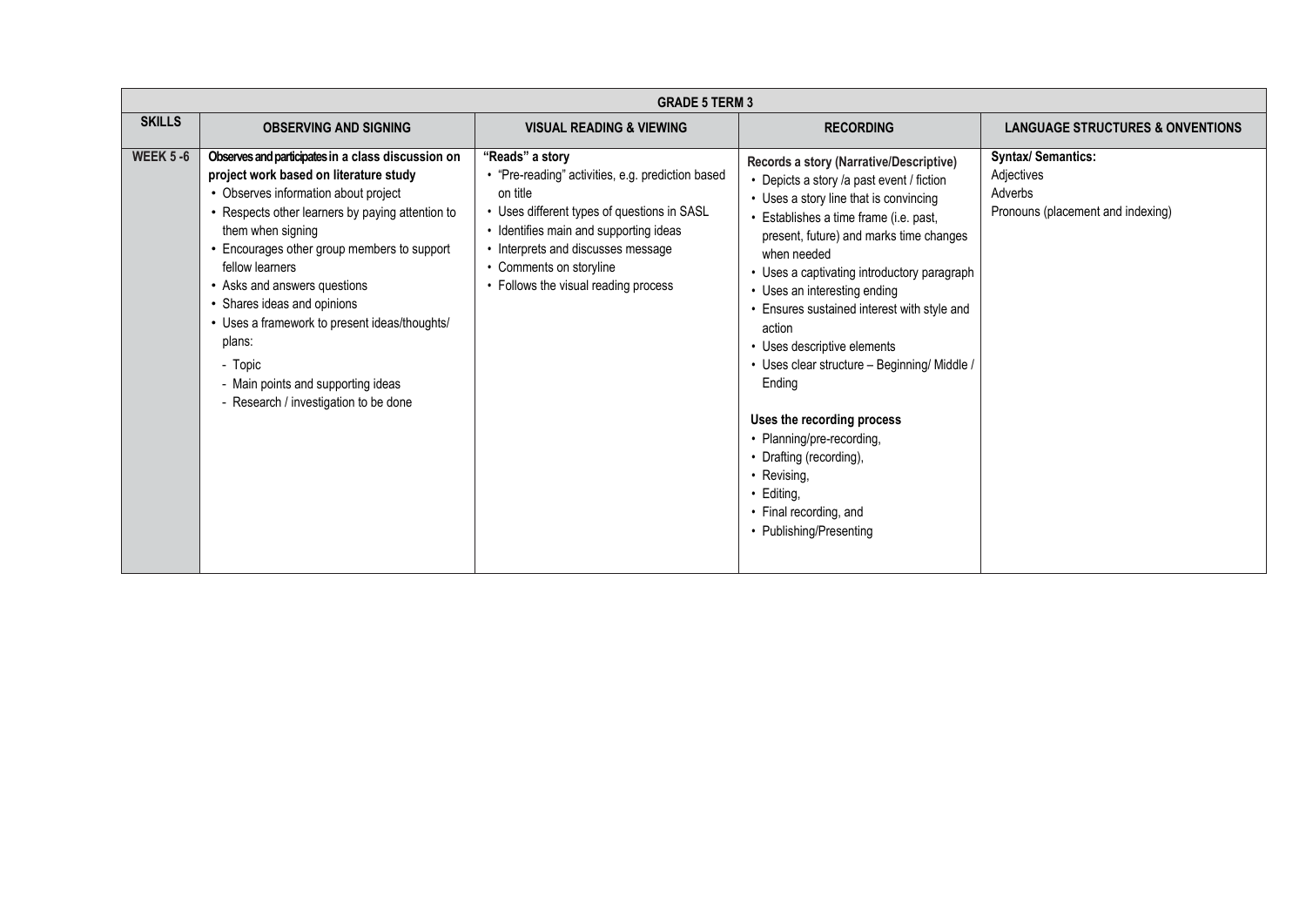| GRADE 5 TERM 3 | | | | |
|---|---|---|---|---|
| **SKILLS** | **OBSERVING AND SIGNING** | **VISUAL READING & VIEWING** | **RECORDING** | **LANGUAGE STRUCTURES & ONVENTIONS** |
| **WEEK 5 -6** | **Observes and participates in a class discussion on project work based on literature study**<br>• Observes information about project<br>• Respects other learners by paying attention to them when signing<br>• Encourages other group members to support fellow learners<br>• Asks and answers questions<br>• Shares ideas and opinions<br>• Uses a framework to present ideas/thoughts/ plans:<br>- Topic<br>- Main points and supporting ideas<br>- Research / investigation to be done | **"Reads" a story**<br>• "Pre-reading" activities, e.g. prediction based on title<br>• Uses different types of questions in SASL<br>• Identifies main and supporting ideas<br>• Interprets and discusses message<br>• Comments on storyline<br>• Follows the visual reading process | **Records a story (Narrative/Descriptive)**<br>• Depicts a story /a past event / fiction<br>• Uses a story line that is convincing<br>• Establishes a time frame (i.e. past, present, future) and marks time changes when needed<br>• Uses a captivating introductory paragraph<br>• Uses an interesting ending<br>• Ensures sustained interest with style and action<br>• Uses descriptive elements<br>• Uses clear structure – Beginning/ Middle / Ending<br><br>**Uses the recording process**<br>• Planning/pre-recording,<br>• Drafting (recording),<br>• Revising,<br>• Editing,<br>• Final recording, and<br>• Publishing/Presenting | **Syntax/ Semantics:**<br>Adjectives<br>Adverbs<br>Pronouns (placement and indexing) |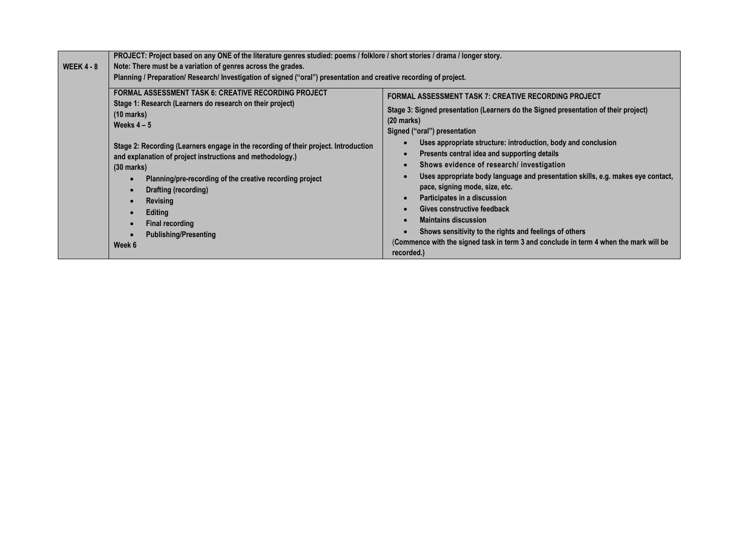| WEEK 4 - 8 | **PROJECT: Project based on any ONE of the literature genres studied: poems / folklore / short stories / drama / longer story.**<br>**Note: There must be a variation of genres across the grades.**<br>**Planning / Preparation/ Research/ Investigation of signed ("oral") presentation and creative recording of project.** | |
|---|---|---|
| | **FORMAL ASSESSMENT TASK 6: CREATIVE RECORDING PROJECT**<br>**Stage 1: Research (Learners do research on their project)**<br>**(10 marks)**<br>**Weeks 4 – 5**<br><br>**Stage 2: Recording (Learners engage in the recording of their project. Introduction and explanation of project instructions and methodology.)**<br>**(30 marks)**<br>• **Planning/pre-recording of the creative recording project**<br>• **Drafting (recording)**<br>• **Revising**<br>• **Editing**<br>• **Final recording**<br>• **Publishing/Presenting**<br>**Week 6** | **FORMAL ASSESSMENT TASK 7: CREATIVE RECORDING PROJECT**<br>**Stage 3: Signed presentation (Learners do the Signed presentation of their project)**<br>**(20 marks)**<br>**Signed ("oral") presentation**<br>• **Uses appropriate structure: introduction, body and conclusion**<br>• **Presents central idea and supporting details**<br>• **Shows evidence of research/ investigation**<br>• **Uses appropriate body language and presentation skills, e.g. makes eye contact, pace, signing mode, size, etc.**<br>• **Participates in a discussion**<br>• **Gives constructive feedback**<br>• **Maintains discussion**<br>• **Shows sensitivity to the rights and feelings of others**<br>(**Commence with the signed task in term 3 and conclude in term 4 when the mark will be recorded.)** |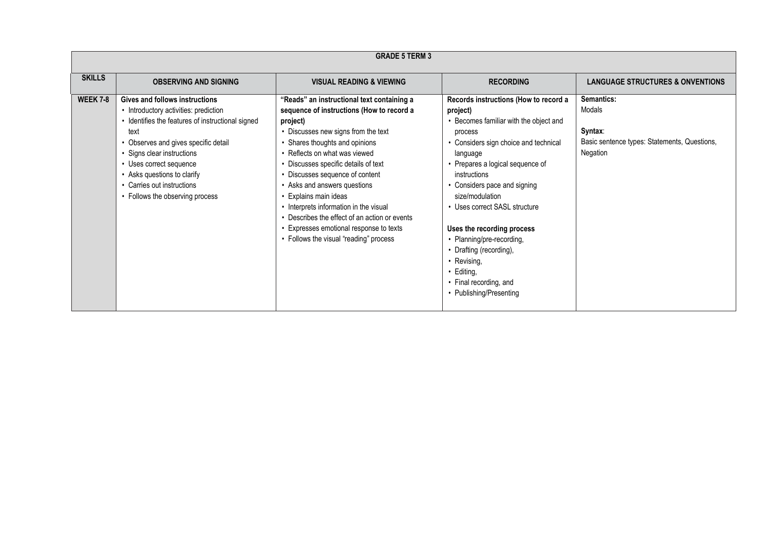| GRADE 5 TERM 3 | | | | |
|---|---|---|---|---|
| **SKILLS** | **OBSERVING AND SIGNING** | **VISUAL READING & VIEWING** | **RECORDING** | **LANGUAGE STRUCTURES & ONVENTIONS** |
| **WEEK 7-8** | **Gives and follows instructions**<br>• Introductory activities: prediction<br>• Identifies the features of instructional signed text<br>• Observes and gives specific detail<br>• Signs clear instructions<br>• Uses correct sequence<br>• Asks questions to clarify<br>• Carries out instructions<br>• Follows the observing process | **"Reads" an instructional text containing a sequence of instructions (How to record a project)**<br>• Discusses new signs from the text<br>• Shares thoughts and opinions<br>• Reflects on what was viewed<br>• Discusses specific details of text<br>• Discusses sequence of content<br>• Asks and answers questions<br>• Explains main ideas<br>• Interprets information in the visual<br>• Describes the effect of an action or events<br>• Expresses emotional response to texts<br>• Follows the visual "reading" process | **Records instructions (How to record a project)**<br>• Becomes familiar with the object and process<br>• Considers sign choice and technical language<br>• Prepares a logical sequence of instructions<br>• Considers pace and signing size/modulation<br>• Uses correct SASL structure<br><br>**Uses the recording process**<br>• Planning/pre-recording,<br>• Drafting (recording),<br>• Revising,<br>• Editing,<br>• Final recording, and<br>• Publishing/Presenting | **Semantics:**<br>Modals<br><br>**Syntax**:<br>Basic sentence types: Statements, Questions, Negation |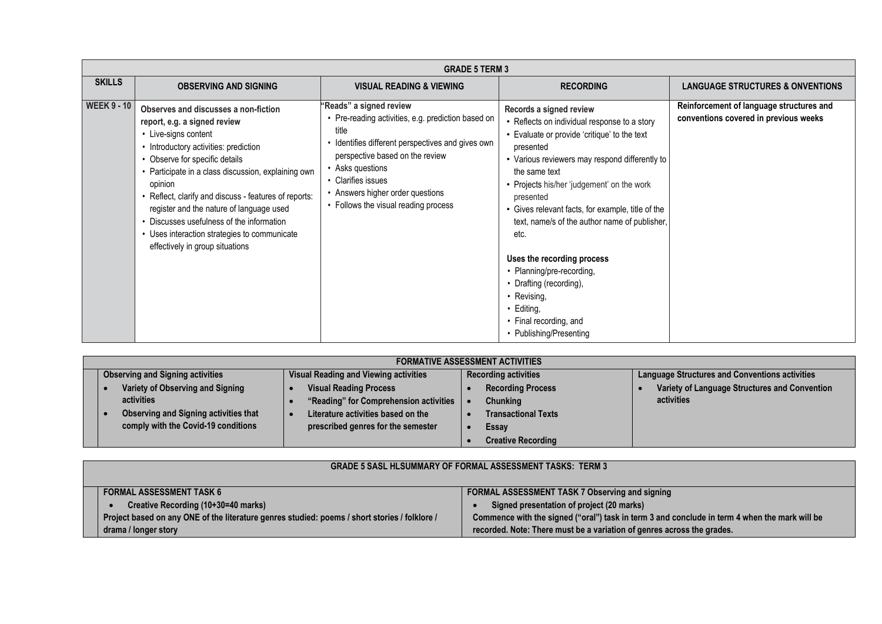| GRADE 5 TERM 3 | | | | |
|---|---|---|---|---|
| **SKILLS** | **OBSERVING AND SIGNING** | **VISUAL READING & VIEWING** | **RECORDING** | **LANGUAGE STRUCTURES & ONVENTIONS** |
| **WEEK 9 - 10** | **Observes and discusses a non-fiction report, e.g. a signed review**<br>• Live-signs content<br>• Introductory activities: prediction<br>• Observe for specific details<br>• Participate in a class discussion, explaining own opinion<br>• Reflect, clarify and discuss - features of reports: register and the nature of language used<br>• Discusses usefulness of the information<br>• Uses interaction strategies to communicate effectively in group situations | **"Reads" a signed review**<br>• Pre-reading activities, e.g. prediction based on title<br>• Identifies different perspectives and gives own perspective based on the review<br>• Asks questions<br>• Clarifies issues<br>• Answers higher order questions<br>• Follows the visual reading process | **Records a signed review**<br>• Reflects on individual response to a story<br>• Evaluate or provide 'critique' to the text presented<br>• Various reviewers may respond differently to the same text<br>• Projects his/her 'judgement' on the work presented<br>• Gives relevant facts, for example, title of the text, name/s of the author name of publisher, etc.<br><br>**Uses the recording process**<br>• Planning/pre-recording,<br>• Drafting (recording),<br>• Revising,<br>• Editing,<br>• Final recording, and<br>• Publishing/Presenting | **Reinforcement of language structures and conventions covered in previous weeks** |

| FORMATIVE ASSESSMENT ACTIVITIES | | | |
|---|---|---|---|
| **Observing and Signing activities** | **Visual Reading and Viewing activities** | **Recording activities** | **Language Structures and Conventions activities** |
| • **Variety of Observing and Signing activities**<br>• **Observing and Signing activities that comply with the Covid-19 conditions** | • **Visual Reading Process**<br>• **"Reading" for Comprehension activities**<br>• **Literature activities based on the prescribed genres for the semester** | • **Recording Process**<br>• **Chunking**<br>• **Transactional Texts**<br>• **Essay**<br>• **Creative Recording** | • **Variety of Language Structures and Convention activities** |

| GRADE 5 SASL HLSUMMARY OF FORMAL ASSESSMENT TASKS: TERM 3 | |
|---|---|
| **FORMAL ASSESSMENT TASK 6**<br>• **Creative Recording (10+30=40 marks)**<br>**Project based on any ONE of the literature genres studied: poems / short stories / folklore / drama / longer story** | **FORMAL ASSESSMENT TASK 7 Observing and signing**<br>• **Signed presentation of project (20 marks)**<br>**Commence with the signed ("oral") task in term 3 and conclude in term 4 when the mark will be recorded. Note: There must be a variation of genres across the grades.** |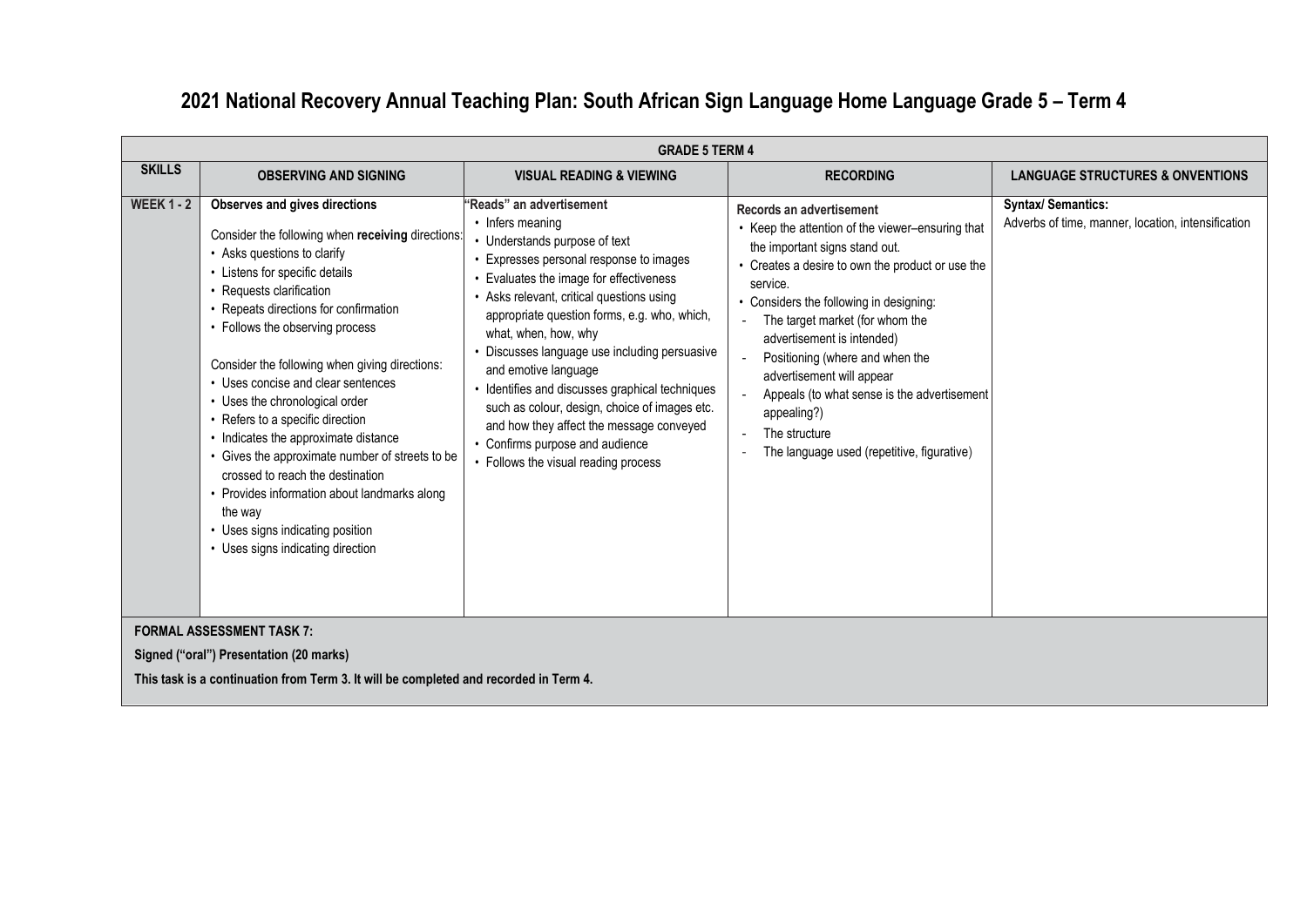# 2021 National Recovery Annual Teaching Plan: South African Sign Language Home Language Grade 5 – Term 4

| GRADE 5 TERM 4 | | | | |
|---|---|---|---|---|
| **SKILLS** | **OBSERVING AND SIGNING** | **VISUAL READING & VIEWING** | **RECORDING** | **LANGUAGE STRUCTURES & ONVENTIONS** |
| **WEEK 1 - 2** | **Observes and gives directions**<br><br>Consider the following when **receiving** directions:<br>• Asks questions to clarify<br>• Listens for specific details<br>• Requests clarification<br>• Repeats directions for confirmation<br>• Follows the observing process<br><br>Consider the following when giving directions:<br>• Uses concise and clear sentences<br>• Uses the chronological order<br>• Refers to a specific direction<br>• Indicates the approximate distance<br>• Gives the approximate number of streets to be crossed to reach the destination<br>• Provides information about landmarks along the way<br>• Uses signs indicating position<br>• Uses signs indicating direction | **"Reads" an advertisement**<br>• Infers meaning<br>• Understands purpose of text<br>• Expresses personal response to images<br>• Evaluates the image for effectiveness<br>• Asks relevant, critical questions using appropriate question forms, e.g. who, which, what, when, how, why<br>• Discusses language use including persuasive and emotive language<br>• Identifies and discusses graphical techniques such as colour, design, choice of images etc. and how they affect the message conveyed<br>• Confirms purpose and audience<br>• Follows the visual reading process | **Records an advertisement**<br>• Keep the attention of the viewer–ensuring that the important signs stand out.<br>• Creates a desire to own the product or use the service.<br>• Considers the following in designing:<br>- The target market (for whom the advertisement is intended)<br>- Positioning (where and when the advertisement will appear<br>- Appeals (to what sense is the advertisement appealing?)<br>- The structure<br>- The language used (repetitive, figurative) | **Syntax/ Semantics:**<br>Adverbs of time, manner, location, intensification |

**FORMAL ASSESSMENT TASK 7:**

**Signed ("oral") Presentation (20 marks)**

**This task is a continuation from Term 3. It will be completed and recorded in Term 4.**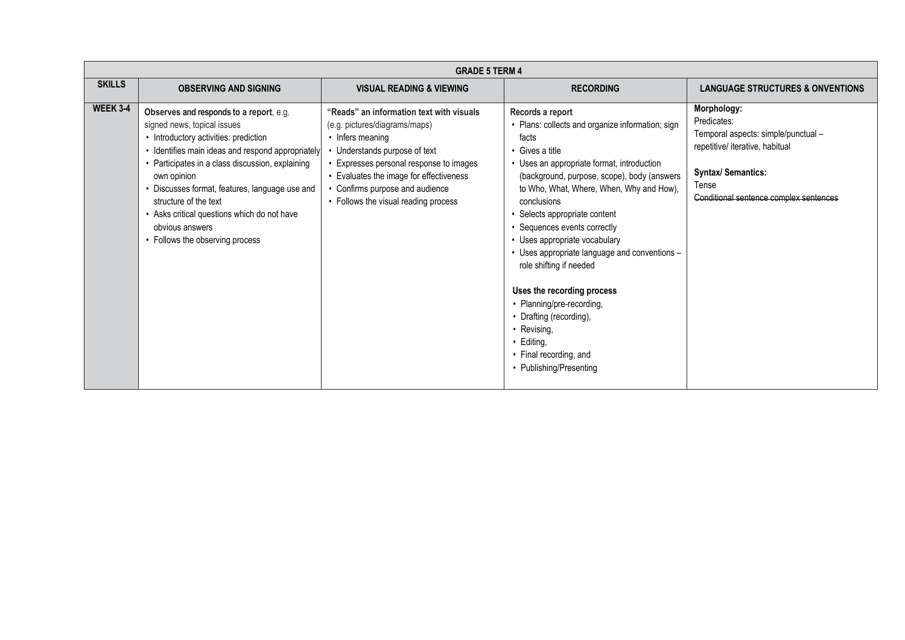| GRADE 5 TERM 4 | | | | |
|---|---|---|---|---|
| **SKILLS** | **OBSERVING AND SIGNING** | **VISUAL READING & VIEWING** | **RECORDING** | **LANGUAGE STRUCTURES & ONVENTIONS** |
| **WEEK 3-4** | **Observes and responds to a report**, e.g. signed news, topical issues<br>• Introductory activities: prediction<br>• Identifies main ideas and respond appropriately<br>• Participates in a class discussion, explaining own opinion<br>• Discusses format, features, language use and structure of the text<br>• Asks critical questions which do not have obvious answers<br>• Follows the observing process | **"Reads" an information text with visuals** (e.g. pictures/diagrams/maps)<br>• Infers meaning<br>• Understands purpose of text<br>• Expresses personal response to images<br>• Evaluates the image for effectiveness<br>• Confirms purpose and audience<br>• Follows the visual reading process | **Records a report**<br>• Plans: collects and organize information; sign facts<br>• Gives a title<br>• Uses an appropriate format, introduction (background, purpose, scope), body (answers to Who, What, Where, When, Why and How), conclusions<br>• Selects appropriate content<br>• Sequences events correctly<br>• Uses appropriate vocabulary<br>• Uses appropriate language and conventions – role shifting if needed<br><br>**Uses the recording process**<br>• Planning/pre-recording,<br>• Drafting (recording),<br>• Revising,<br>• Editing,<br>• Final recording, and<br>• Publishing/Presenting | **Morphology:**<br>Predicates:<br>Temporal aspects: simple/punctual – repetitive/ iterative, habitual<br><br>**Syntax/ Semantics:**<br>Tense<br>~~Conditional sentence complex sentences~~ |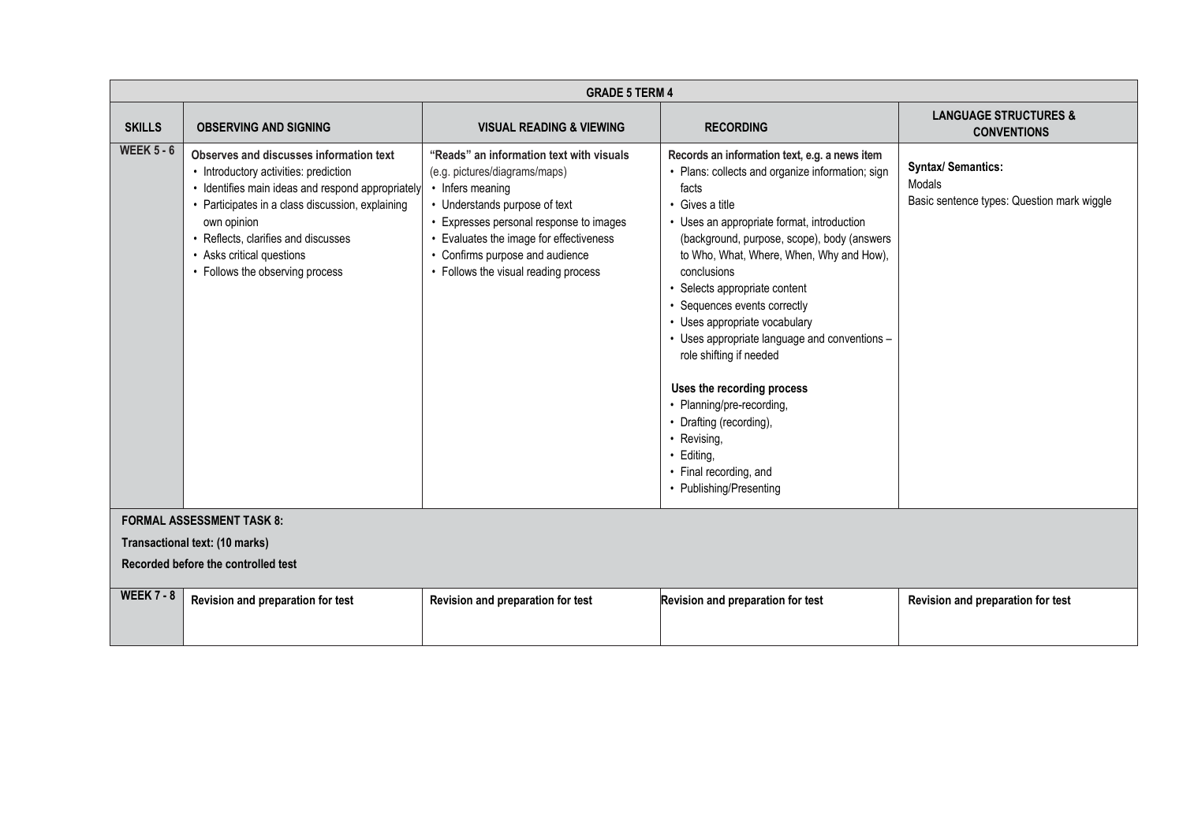| GRADE 5 TERM 4 | | | | |
|---|---|---|---|---|
| **SKILLS** | **OBSERVING AND SIGNING** | **VISUAL READING & VIEWING** | **RECORDING** | **LANGUAGE STRUCTURES & CONVENTIONS** |
| **WEEK 5 - 6** | **Observes and discusses information text**<br>• Introductory activities: prediction<br>• Identifies main ideas and respond appropriately<br>• Participates in a class discussion, explaining own opinion<br>• Reflects, clarifies and discusses<br>• Asks critical questions<br>• Follows the observing process | **"Reads" an information text with visuals** (e.g. pictures/diagrams/maps)<br>• Infers meaning<br>• Understands purpose of text<br>• Expresses personal response to images<br>• Evaluates the image for effectiveness<br>• Confirms purpose and audience<br>• Follows the visual reading process | **Records an information text, e.g. a news item**<br>• Plans: collects and organize information; sign facts<br>• Gives a title<br>• Uses an appropriate format, introduction (background, purpose, scope), body (answers to Who, What, Where, When, Why and How), conclusions<br>• Selects appropriate content<br>• Sequences events correctly<br>• Uses appropriate vocabulary<br>• Uses appropriate language and conventions – role shifting if needed<br><br>**Uses the recording process**<br>• Planning/pre-recording,<br>• Drafting (recording),<br>• Revising,<br>• Editing,<br>• Final recording, and<br>• Publishing/Presenting | **Syntax/ Semantics:**<br>Modals<br>Basic sentence types: Question mark wiggle |
| **FORMAL ASSESSMENT TASK 8:**<br>**Transactional text: (10 marks)**<br>**Recorded before the controlled test** | | | | |
| **WEEK 7 - 8** | **Revision and preparation for test** | **Revision and preparation for test** | **Revision and preparation for test** | **Revision and preparation for test** |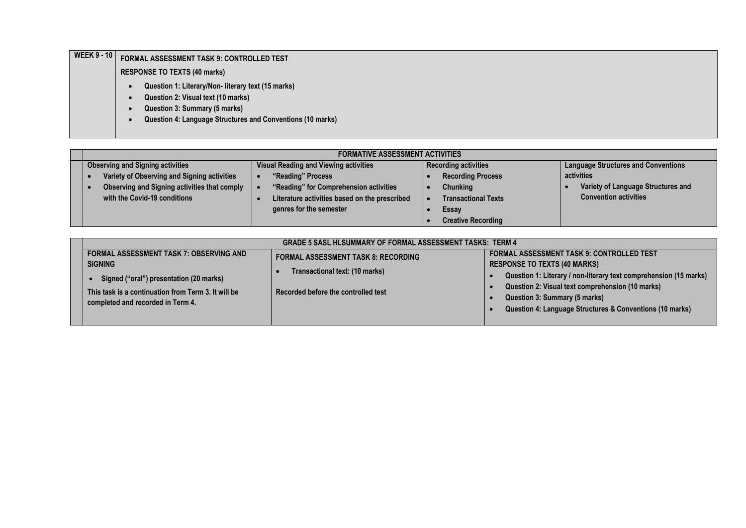| WEEK 9 - 10 | FORMAL ASSESSMENT TASK 9: CONTROLLED TEST<br>RESPONSE TO TEXTS (40 marks)<br>• Question 1: Literary/Non- literary text (15 marks)<br>• Question 2: Visual text (10 marks)<br>• Question 3: Summary (5 marks)<br>• Question 4: Language Structures and Conventions (10 marks) |
|---|---|

| | FORMATIVE ASSESSMENT ACTIVITIES | | | |
|---|---|---|---|---|
| | **Observing and Signing activities**<br>• Variety of Observing and Signing activities<br>• Observing and Signing activities that comply with the Covid-19 conditions | **Visual Reading and Viewing activities**<br>• "Reading" Process<br>• "Reading" for Comprehension activities<br>• Literature activities based on the prescribed genres for the semester | **Recording activities**<br>• Recording Process<br>• Chunking<br>• Transactional Texts<br>• Essay<br>• Creative Recording | **Language Structures and Conventions activities**<br>• Variety of Language Structures and Convention activities |

| | GRADE 5 SASL HLSUMMARY OF FORMAL ASSESSMENT TASKS: TERM 4 | | |
|---|---|---|---|
| | **FORMAL ASSESSMENT TASK 7: OBSERVING AND SIGNING**<br>• Signed ("oral") presentation (20 marks)<br>This task is a continuation from Term 3. It will be completed and recorded in Term 4. | **FORMAL ASSESSMENT TASK 8: RECORDING**<br>• Transactional text: (10 marks)<br>Recorded before the controlled test | **FORMAL ASSESSMENT TASK 9: CONTROLLED TEST**<br>**RESPONSE TO TEXTS (40 MARKS)**<br>• Question 1: Literary / non-literary text comprehension (15 marks)<br>• Question 2: Visual text comprehension (10 marks)<br>• Question 3: Summary (5 marks)<br>• Question 4: Language Structures & Conventions (10 marks) |